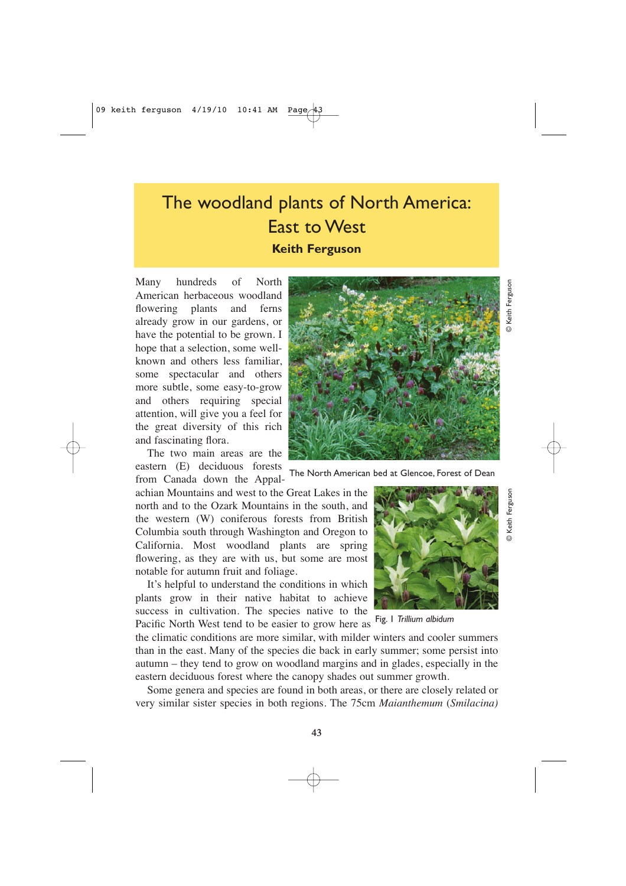# The woodland plants of North America: East to West

**Keith Ferguson**

Many hundreds of North American herbaceous woodland flowering plants and ferns already grow in our gardens, or have the potential to be grown. I hope that a selection, some well-known and others less familiar, some spectacular and others more subtle, some easy-to-grow and others requiring special attention, will give you a feel for the great diversity of this rich and fascinating flora.

The two main areas are the eastern (E) deciduous forests from Canada down the Appalachian Mountains and west to the Great Lakes in the north and to the Ozark Mountains in the south, and the western (W) coniferous forests from British Columbia south through Washington and Oregon to California. Most woodland plants are spring flowering, as they are with us, but some are most notable for autumn fruit and foliage.

It's helpful to understand the conditions in which plants grow in their native habitat to achieve success in cultivation. The species native to the Pacific North West tend to be easier to grow here as the climatic conditions are more similar, with milder winters and cooler summers than in the east. Many of the species die back in early summer; some persist into autumn – they tend to grow on woodland margins and in glades, especially in the eastern deciduous forest where the canopy shades out summer growth.

Some genera and species are found in both areas, or there are closely related or very similar sister species in both regions. The 75cm *Maianthemum* (*Smilacina)*

The North American bed at Glencoe, Forest of Dean

© Keith Ferguson

Fig. 1 *Trillium albidum*

© Keith Ferguson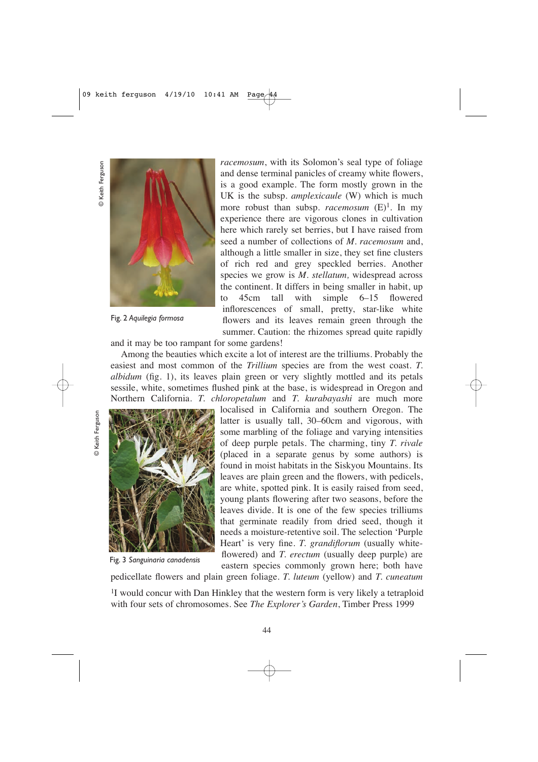*racemosum*, with its Solomon's seal type of foliage and dense terminal panicles of creamy white flowers, is a good example. The form mostly grown in the UK is the subsp. *amplexicaule* (W) which is much more robust than subsp. *racemosum* (E)[1]. In my experience there are vigorous clones in cultivation here which rarely set berries, but I have raised from seed a number of collections of *M. racemosum* and, although a little smaller in size, they set fine clusters of rich red and grey speckled berries. Another species we grow is *M. stellatum,* widespread across the continent. It differs in being smaller in habit, up to 45cm tall with simple 6–15 flowered inflorescences of small, pretty, star-like white flowers and its leaves remain green through the summer. Caution: the rhizomes spread quite rapidly and it may be too rampant for some gardens!

Fig. 2 *Aquilegia formosa*

Among the beauties which excite a lot of interest are the trilliums. Probably the easiest and most common of the *Trillium* species are from the west coast. *T. albidum* (fig. 1), its leaves plain green or very slightly mottled and its petals sessile, white, sometimes flushed pink at the base, is widespread in Oregon and Northern California. *T. chloropetalum* and *T. kurabayashi* are much more localised in California and southern Oregon. The latter is usually tall, 30–60cm and vigorous, with some marbling of the foliage and varying intensities of deep purple petals. The charming, tiny *T. rivale* (placed in a separate genus by some authors) is found in moist habitats in the Siskyou Mountains. Its leaves are plain green and the flowers, with pedicels, are white, spotted pink. It is easily raised from seed, young plants flowering after two seasons, before the leaves divide. It is one of the few species trilliums that germinate readily from dried seed, though it needs a moisture-retentive soil. The selection 'Purple Heart' is very fine. *T. grandiflorum* (usually white-flowered) and *T. erectum* (usually deep purple) are eastern species commonly grown here; both have pedicellate flowers and plain green foliage. *T. luteum* (yellow) and *T. cuneatum*

Fig. 3 *Sanguinaria canadensis*

[1] I would concur with Dan Hinkley that the western form is very likely a tetraploid with four sets of chromosomes. See *The Explorer's Garden*, Timber Press 1999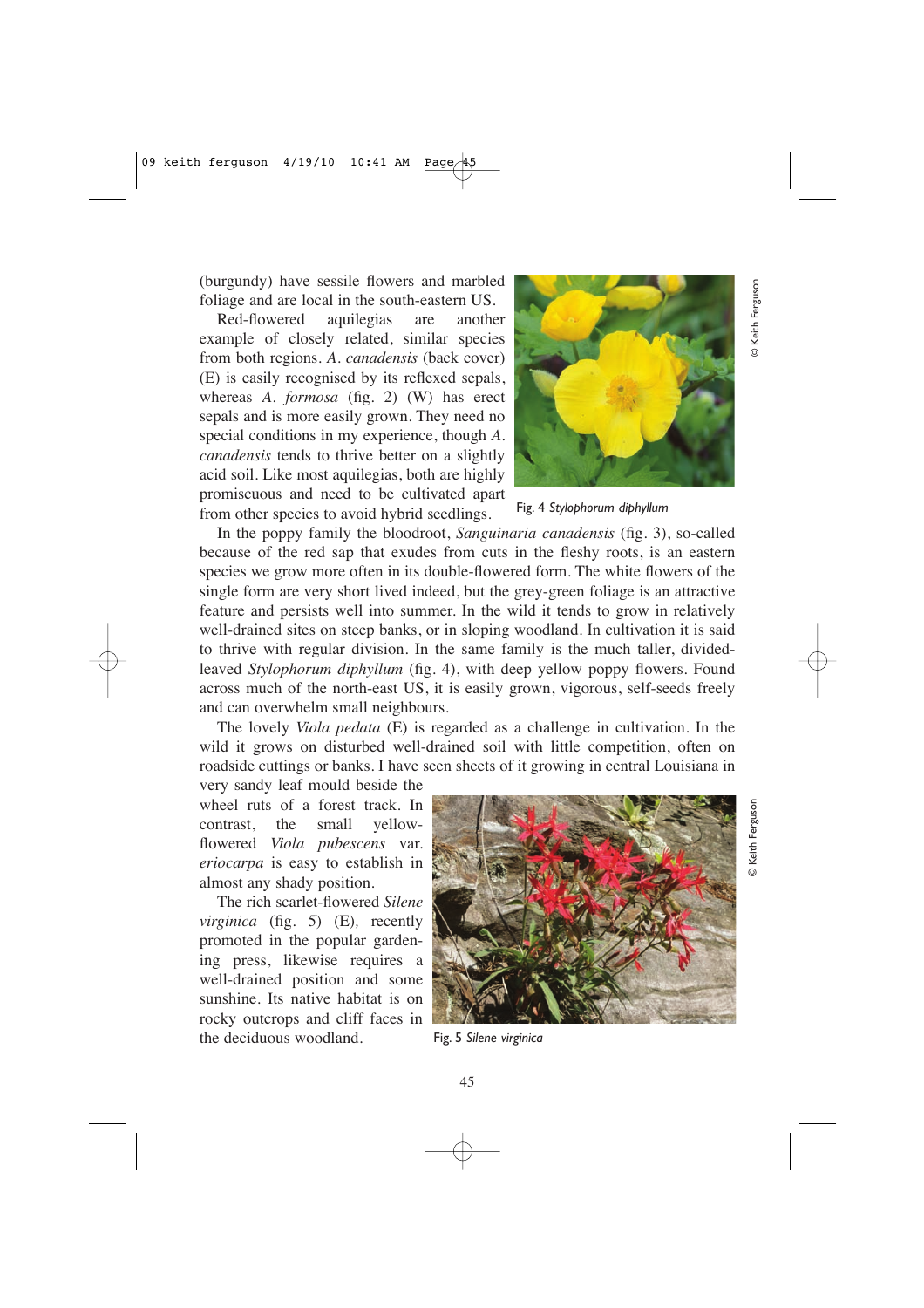(burgundy) have sessile flowers and marbled foliage and are local in the south-eastern US.

Red-flowered aquilegias are another example of closely related, similar species from both regions. *A. canadensis* (back cover) (E) is easily recognised by its reflexed sepals, whereas *A. formosa* (fig. 2) (W) has erect sepals and is more easily grown. They need no special conditions in my experience, though *A. canadensis* tends to thrive better on a slightly acid soil. Like most aquilegias, both are highly promiscuous and need to be cultivated apart from other species to avoid hybrid seedlings.

Fig. 4 *Stylophorum diphyllum*

In the poppy family the bloodroot, *Sanguinaria canadensis* (fig. 3), so-called because of the red sap that exudes from cuts in the fleshy roots, is an eastern species we grow more often in its double-flowered form. The white flowers of the single form are very short lived indeed, but the grey-green foliage is an attractive feature and persists well into summer. In the wild it tends to grow in relatively well-drained sites on steep banks, or in sloping woodland. In cultivation it is said to thrive with regular division. In the same family is the much taller, divided-leaved *Stylophorum diphyllum* (fig. 4), with deep yellow poppy flowers. Found across much of the north-east US, it is easily grown, vigorous, self-seeds freely and can overwhelm small neighbours.

The lovely *Viola pedata* (E) is regarded as a challenge in cultivation. In the wild it grows on disturbed well-drained soil with little competition, often on roadside cuttings or banks. I have seen sheets of it growing in central Louisiana in very sandy leaf mould beside the wheel ruts of a forest track. In contrast, the small yellow-flowered *Viola pubescens* var. *eriocarpa* is easy to establish in almost any shady position.

The rich scarlet-flowered *Silene virginica* (fig. 5) (E), recently promoted in the popular gardening press, likewise requires a well-drained position and some sunshine. Its native habitat is on rocky outcrops and cliff faces in the deciduous woodland.

Fig. 5 *Silene virginica*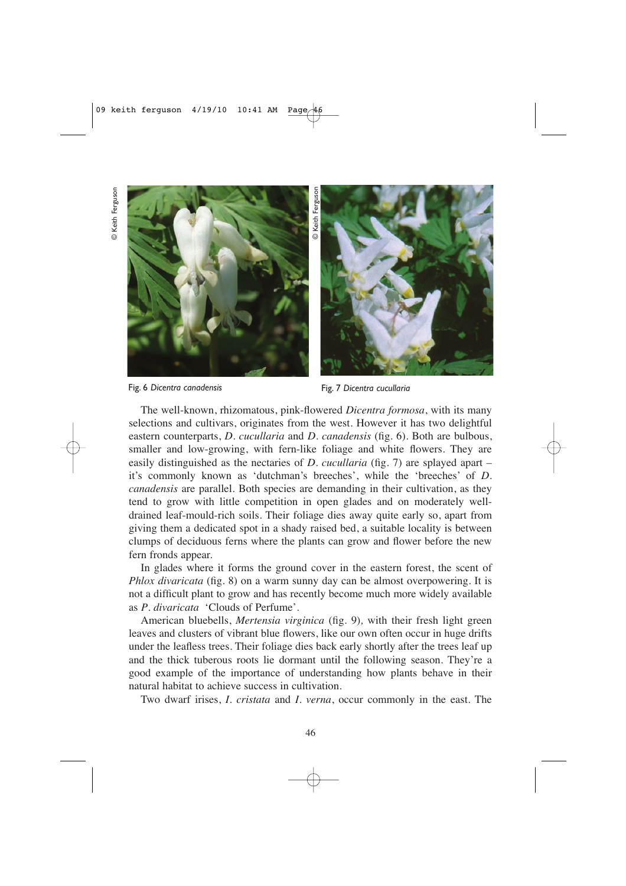Fig. 6 *Dicentra canadensis*

Fig. 7 *Dicentra cucullaria*

The well-known, rhizomatous, pink-flowered *Dicentra formosa*, with its many selections and cultivars, originates from the west. However it has two delightful eastern counterparts, *D. cucullaria* and *D. canadensis* (fig. 6). Both are bulbous, smaller and low-growing, with fern-like foliage and white flowers. They are easily distinguished as the nectaries of *D. cucullaria* (fig. 7) are splayed apart – it's commonly known as 'dutchman's breeches', while the 'breeches' of *D. canadensis* are parallel. Both species are demanding in their cultivation, as they tend to grow with little competition in open glades and on moderately well-drained leaf-mould-rich soils. Their foliage dies away quite early so, apart from giving them a dedicated spot in a shady raised bed, a suitable locality is between clumps of deciduous ferns where the plants can grow and flower before the new fern fronds appear.

In glades where it forms the ground cover in the eastern forest, the scent of *Phlox divaricata* (fig. 8) on a warm sunny day can be almost overpowering. It is not a difficult plant to grow and has recently become much more widely available as *P. divaricata* 'Clouds of Perfume'.

American bluebells, *Mertensia virginica* (fig. 9), with their fresh light green leaves and clusters of vibrant blue flowers, like our own often occur in huge drifts under the leafless trees. Their foliage dies back early shortly after the trees leaf up and the thick tuberous roots lie dormant until the following season. They're a good example of the importance of understanding how plants behave in their natural habitat to achieve success in cultivation.

Two dwarf irises, *I. cristata* and *I. verna*, occur commonly in the east. The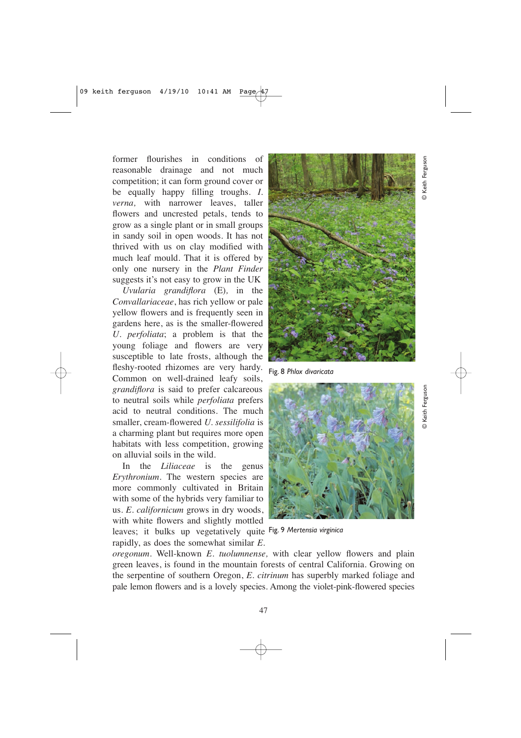former flourishes in conditions of reasonable drainage and not much competition; it can form ground cover or be equally happy filling troughs. *I. verna,* with narrower leaves, taller flowers and uncrested petals, tends to grow as a single plant or in small groups in sandy soil in open woods. It has not thrived with us on clay modified with much leaf mould. That it is offered by only one nursery in the *Plant Finder* suggests it's not easy to grow in the UK

*Uvularia grandiflora* (E), in the *Convallariaceae*, has rich yellow or pale yellow flowers and is frequently seen in gardens here, as is the smaller-flowered *U. perfoliata*; a problem is that the young foliage and flowers are very susceptible to late frosts, although the fleshy-rooted rhizomes are very hardy. Common on well-drained leafy soils, *grandiflora* is said to prefer calcareous to neutral soils while *perfoliata* prefers acid to neutral conditions. The much smaller, cream-flowered *U. sessilifolia* is a charming plant but requires more open habitats with less competition, growing on alluvial soils in the wild.

In the *Liliaceae* is the genus *Erythronium*. The western species are more commonly cultivated in Britain with some of the hybrids very familiar to us. *E. californicum* grows in dry woods, with white flowers and slightly mottled leaves; it bulks up vegetatively quite rapidly, as does the somewhat similar *E. oregonum*. Well-known *E. tuolumnense,* with clear yellow flowers and plain green leaves, is found in the mountain forests of central California. Growing on the serpentine of southern Oregon, *E. citrinum* has superbly marked foliage and pale lemon flowers and is a lovely species. Among the violet-pink-flowered species

© Keith Ferguson

Fig. 8 *Phlox divaricata*

© Keith Ferguson

Fig. 9 *Mertensia virginica*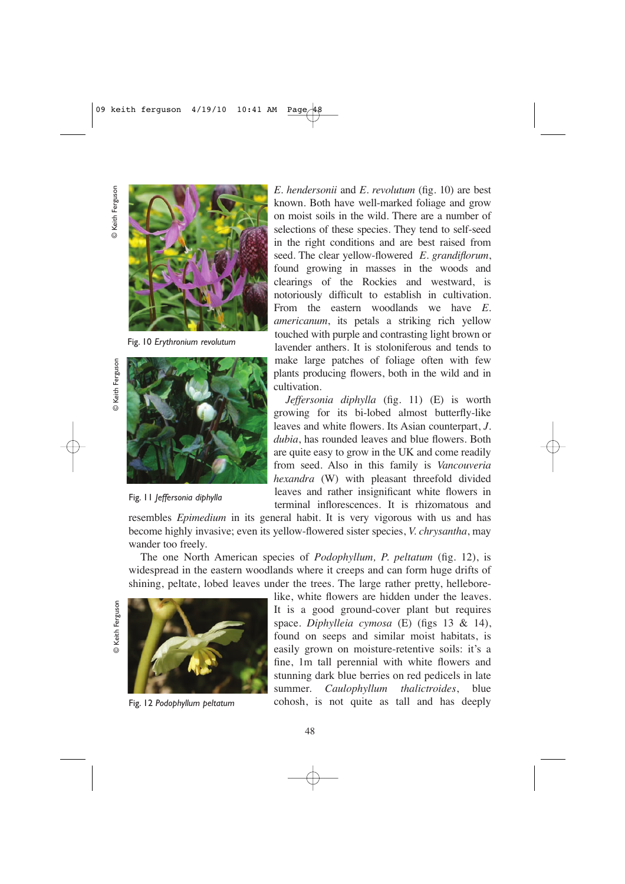*E. hendersonii* and *E. revolutum* (fig. 10) are best known. Both have well-marked foliage and grow on moist soils in the wild. There are a number of selections of these species. They tend to self-seed in the right conditions and are best raised from seed. The clear yellow-flowered *E. grandiflorum*, found growing in masses in the woods and clearings of the Rockies and westward, is notoriously difficult to establish in cultivation. From the eastern woodlands we have *E. americanum*, its petals a striking rich yellow touched with purple and contrasting light brown or lavender anthers. It is stoloniferous and tends to make large patches of foliage often with few plants producing flowers, both in the wild and in cultivation.

Fig. 10 *Erythronium revolutum*

*Jeffersonia diphylla* (fig. 11) (E) is worth growing for its bi-lobed almost butterfly-like leaves and white flowers. Its Asian counterpart, *J. dubia*, has rounded leaves and blue flowers. Both are quite easy to grow in the UK and come readily from seed. Also in this family is *Vancouveria hexandra* (W) with pleasant threefold divided leaves and rather insignificant white flowers in terminal inflorescences. It is rhizomatous and resembles *Epimedium* in its general habit. It is very vigorous with us and has become highly invasive; even its yellow-flowered sister species, *V. chrysantha*, may wander too freely.

Fig. 11 *Jeffersonia diphylla*

The one North American species of *Podophyllum, P. peltatum* (fig. 12), is widespread in the eastern woodlands where it creeps and can form huge drifts of shining, peltate, lobed leaves under the trees. The large rather pretty, hellebore-like, white flowers are hidden under the leaves. It is a good ground-cover plant but requires space. *Diphylleia cymosa* (E) (figs 13 & 14), found on seeps and similar moist habitats, is easily grown on moisture-retentive soils: it's a fine, 1m tall perennial with white flowers and stunning dark blue berries on red pedicels in late summer. *Caulophyllum thalictroides*, blue cohosh, is not quite as tall and has deeply

Fig. 12 *Podophyllum peltatum*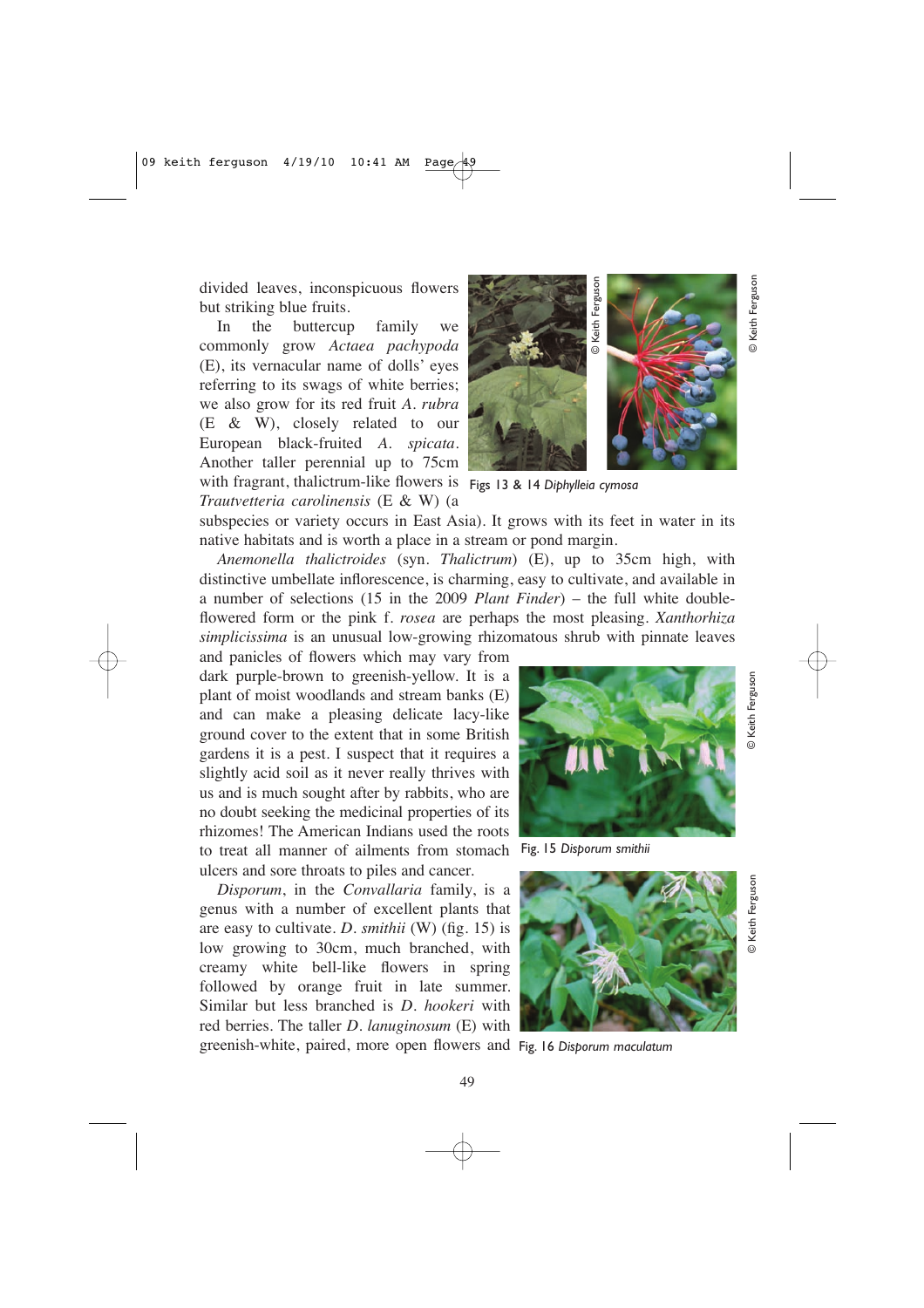divided leaves, inconspicuous flowers but striking blue fruits.

In the buttercup family we commonly grow *Actaea pachypoda* (E), its vernacular name of dolls' eyes referring to its swags of white berries; we also grow for its red fruit *A. rubra* (E & W), closely related to our European black-fruited *A. spicata*. Another taller perennial up to 75cm with fragrant, thalictrum-like flowers is *Trautvetteria carolinensis* (E & W) (a subspecies or variety occurs in East Asia). It grows with its feet in water in its native habitats and is worth a place in a stream or pond margin.

Figs 13 & 14 *Diphylleia cymosa*

*Anemonella thalictroides* (syn. *Thalictrum*) (E), up to 35cm high, with distinctive umbellate inflorescence, is charming, easy to cultivate, and available in a number of selections (15 in the 2009 *Plant Finder*) – the full white double-flowered form or the pink f. *rosea* are perhaps the most pleasing. *Xanthorhiza simplicissima* is an unusual low-growing rhizomatous shrub with pinnate leaves and panicles of flowers which may vary from dark purple-brown to greenish-yellow. It is a plant of moist woodlands and stream banks (E) and can make a pleasing delicate lacy-like ground cover to the extent that in some British gardens it is a pest. I suspect that it requires a slightly acid soil as it never really thrives with us and is much sought after by rabbits, who are no doubt seeking the medicinal properties of its rhizomes! The American Indians used the roots to treat all manner of ailments from stomach ulcers and sore throats to piles and cancer.

Fig. 15 *Disporum smithii*

*Disporum*, in the *Convallaria* family, is a genus with a number of excellent plants that are easy to cultivate. *D. smithii* (W) (fig. 15) is low growing to 30cm, much branched, with creamy white bell-like flowers in spring followed by orange fruit in late summer. Similar but less branched is *D. hookeri* with red berries. The taller *D. lanuginosum* (E) with greenish-white, paired, more open flowers and

Fig. 16 *Disporum maculatum*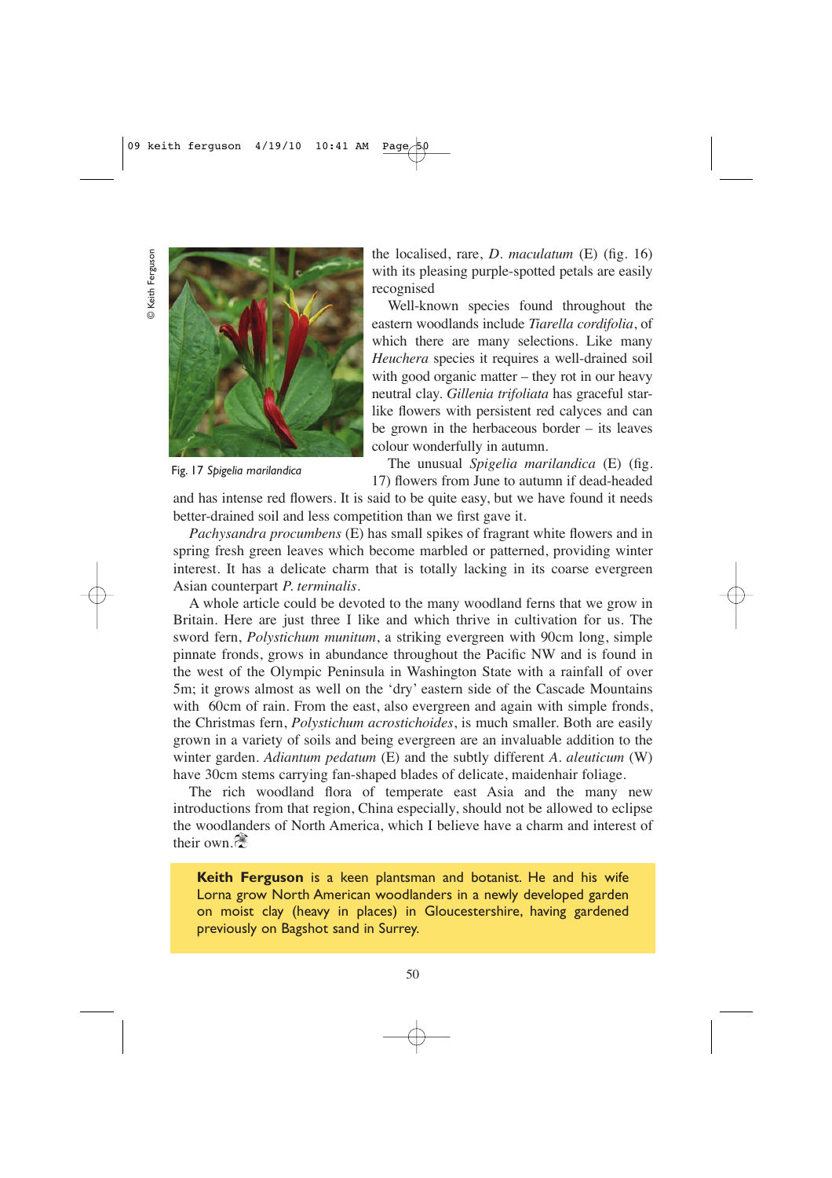the localised, rare, *D. maculatum* (E) (fig. 16) with its pleasing purple-spotted petals are easily recognised

Well-known species found throughout the eastern woodlands include *Tiarella cordifolia*, of which there are many selections. Like many *Heuchera* species it requires a well-drained soil with good organic matter – they rot in our heavy neutral clay. *Gillenia trifoliata* has graceful star-like flowers with persistent red calyces and can be grown in the herbaceous border – its leaves colour wonderfully in autumn.

Fig. 17 *Spigelia marilandica*

The unusual *Spigelia marilandica* (E) (fig. 17) flowers from June to autumn if dead-headed and has intense red flowers. It is said to be quite easy, but we have found it needs better-drained soil and less competition than we first gave it.

*Pachysandra procumbens* (E) has small spikes of fragrant white flowers and in spring fresh green leaves which become marbled or patterned, providing winter interest. It has a delicate charm that is totally lacking in its coarse evergreen Asian counterpart *P. terminalis*.

A whole article could be devoted to the many woodland ferns that we grow in Britain. Here are just three I like and which thrive in cultivation for us. The sword fern, *Polystichum munitum*, a striking evergreen with 90cm long, simple pinnate fronds, grows in abundance throughout the Pacific NW and is found in the west of the Olympic Peninsula in Washington State with a rainfall of over 5m; it grows almost as well on the 'dry' eastern side of the Cascade Mountains with 60cm of rain. From the east, also evergreen and again with simple fronds, the Christmas fern, *Polystichum acrostichoides*, is much smaller. Both are easily grown in a variety of soils and being evergreen are an invaluable addition to the winter garden. *Adiantum pedatum* (E) and the subtly different *A. aleuticum* (W) have 30cm stems carrying fan-shaped blades of delicate, maidenhair foliage.

The rich woodland flora of temperate east Asia and the many new introductions from that region, China especially, should not be allowed to eclipse the woodlanders of North America, which I believe have a charm and interest of their own.

**Keith Ferguson** is a keen plantsman and botanist. He and his wife Lorna grow North American woodlanders in a newly developed garden on moist clay (heavy in places) in Gloucestershire, having gardened previously on Bagshot sand in Surrey.